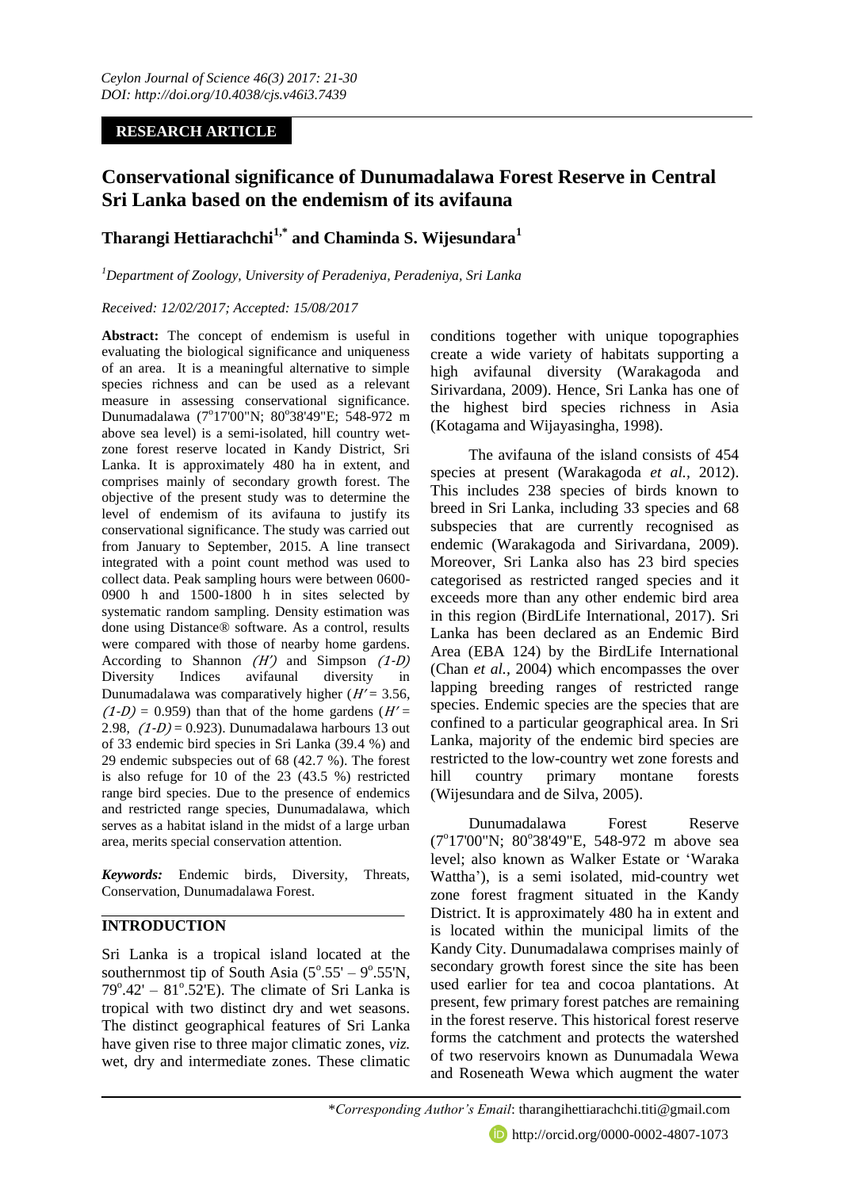**RESEARCH ARTICLE**

# Conservational significance of Dunumadalawa Forest Reserve in Central Sri Lanka based on the endemism of its avifauna

**Tharangi Hettiarachchi[1,*] and Chaminda S. Wijesundara[1]**

*[1]Department of Zoology, University of Peradeniya, Peradeniya, Sri Lanka*

*Received: 12/02/2017; Accepted: 15/08/2017*

**Abstract:** The concept of endemism is useful in evaluating the biological significance and uniqueness of an area. It is a meaningful alternative to simple species richness and can be used as a relevant measure in assessing conservational significance. Dunumadalawa (7°17'00"N; 80°38'49"E; 548-972 m above sea level) is a semi-isolated, hill country wet-zone forest reserve located in Kandy District, Sri Lanka. It is approximately 480 ha in extent, and comprises mainly of secondary growth forest. The objective of the present study was to determine the level of endemism of its avifauna to justify its conservational significance. The study was carried out from January to September, 2015. A line transect integrated with a point count method was used to collect data. Peak sampling hours were between 0600-0900 h and 1500-1800 h in sites selected by systematic random sampling. Density estimation was done using Distance® software. As a control, results were compared with those of nearby home gardens. According to Shannon *(H′)* and Simpson *(1-D)* Diversity Indices avifaunal diversity in Dunumadalawa was comparatively higher ($H' = 3.56$, $(1\text{-}D) = 0.959$) than that of the home gardens ($H' = 2.98$, $(1\text{-}D) = 0.923$). Dunumadalawa harbours 13 out of 33 endemic bird species in Sri Lanka (39.4 %) and 29 endemic subspecies out of 68 (42.7 %). The forest is also refuge for 10 of the 23 (43.5 %) restricted range bird species. Due to the presence of endemics and restricted range species, Dunumadalawa, which serves as a habitat island in the midst of a large urban area, merits special conservation attention.

***Keywords:*** Endemic birds, Diversity, Threats, Conservation, Dunumadalawa Forest.

## INTRODUCTION

Sri Lanka is a tropical island located at the southernmost tip of South Asia (5°.55' – 9°.55'N, 79°.42' – 81°.52'E). The climate of Sri Lanka is tropical with two distinct dry and wet seasons. The distinct geographical features of Sri Lanka have given rise to three major climatic zones, *viz.* wet, dry and intermediate zones. These climatic conditions together with unique topographies create a wide variety of habitats supporting a high avifaunal diversity (Warakagoda and Sirivardana, 2009). Hence, Sri Lanka has one of the highest bird species richness in Asia (Kotagama and Wijayasingha, 1998).

The avifauna of the island consists of 454 species at present (Warakagoda *et al.,* 2012). This includes 238 species of birds known to breed in Sri Lanka, including 33 species and 68 subspecies that are currently recognised as endemic (Warakagoda and Sirivardana, 2009). Moreover, Sri Lanka also has 23 bird species categorised as restricted ranged species and it exceeds more than any other endemic bird area in this region (BirdLife International, 2017). Sri Lanka has been declared as an Endemic Bird Area (EBA 124) by the BirdLife International (Chan *et al.,* 2004) which encompasses the over lapping breeding ranges of restricted range species. Endemic species are the species that are confined to a particular geographical area. In Sri Lanka, majority of the endemic bird species are restricted to the low-country wet zone forests and hill country primary montane forests (Wijesundara and de Silva, 2005).

Dunumadalawa Forest Reserve (7°17'00"N; 80°38'49"E, 548-972 m above sea level; also known as Walker Estate or 'Waraka Wattha'), is a semi isolated, mid-country wet zone forest fragment situated in the Kandy District. It is approximately 480 ha in extent and is located within the municipal limits of the Kandy City. Dunumadalawa comprises mainly of secondary growth forest since the site has been used earlier for tea and cocoa plantations. At present, few primary forest patches are remaining in the forest reserve. This historical forest reserve forms the catchment and protects the watershed of two reservoirs known as Dunumadala Wewa and Roseneath Wewa which augment the water

\*Corresponding Author's Email: tharangihettiarachchi.titi@gmail.com

http://orcid.org/0000-0002-4807-1073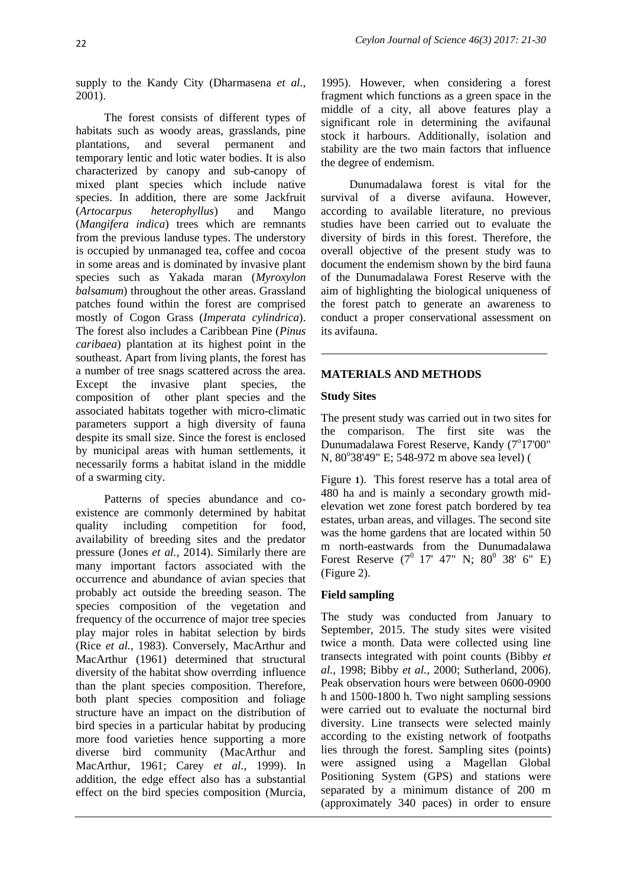supply to the Kandy City (Dharmasena *et al.,* 2001).

The forest consists of different types of habitats such as woody areas, grasslands, pine plantations, and several permanent and temporary lentic and lotic water bodies. It is also characterized by canopy and sub-canopy of mixed plant species which include native species. In addition, there are some Jackfruit (*Artocarpus heterophyllus*) and Mango (*Mangifera indica*) trees which are remnants from the previous landuse types. The understory is occupied by unmanaged tea, coffee and cocoa in some areas and is dominated by invasive plant species such as Yakada maran (*Myroxylon balsamum*) throughout the other areas. Grassland patches found within the forest are comprised mostly of Cogon Grass (*Imperata cylindrica*). The forest also includes a Caribbean Pine (*Pinus caribaea*) plantation at its highest point in the southeast. Apart from living plants, the forest has a number of tree snags scattered across the area. Except the invasive plant species, the composition of other plant species and the associated habitats together with micro-climatic parameters support a high diversity of fauna despite its small size. Since the forest is enclosed by municipal areas with human settlements, it necessarily forms a habitat island in the middle of a swarming city.

Patterns of species abundance and co-existence are commonly determined by habitat quality including competition for food, availability of breeding sites and the predator pressure (Jones *et al.,* 2014). Similarly there are many important factors associated with the occurrence and abundance of avian species that probably act outside the breeding season. The species composition of the vegetation and frequency of the occurrence of major tree species play major roles in habitat selection by birds (Rice *et al.,* 1983). Conversely, MacArthur and MacArthur (1961) determined that structural diversity of the habitat show overrding influence than the plant species composition. Therefore, both plant species composition and foliage structure have an impact on the distribution of bird species in a particular habitat by producing more food varieties hence supporting a more diverse bird community (MacArthur and MacArthur, 1961; Carey *et al.,* 1999). In addition, the edge effect also has a substantial effect on the bird species composition (Murcia, 1995). However, when considering a forest fragment which functions as a green space in the middle of a city, all above features play a significant role in determining the avifaunal stock it harbours. Additionally, isolation and stability are the two main factors that influence the degree of endemism.

Dunumadalawa forest is vital for the survival of a diverse avifauna. However, according to available literature, no previous studies have been carried out to evaluate the diversity of birds in this forest. Therefore, the overall objective of the present study was to document the endemism shown by the bird fauna of the Dunumadalawa Forest Reserve with the aim of highlighting the biological uniqueness of the forest patch to generate an awareness to conduct a proper conservational assessment on its avifauna.

## MATERIALS AND METHODS

### Study Sites

The present study was carried out in two sites for the comparison. The first site was the Dunumadalawa Forest Reserve, Kandy (7°17'00" N, 80°38'49" E; 548-972 m above sea level) (Figure 1). This forest reserve has a total area of 480 ha and is mainly a secondary growth mid-elevation wet zone forest patch bordered by tea estates, urban areas, and villages. The second site was the home gardens that are located within 50 m north-eastwards from the Dunumadalawa Forest Reserve (7° 17' 47" N; 80° 38' 6" E) (Figure 2).

### Field sampling

The study was conducted from January to September, 2015. The study sites were visited twice a month. Data were collected using line transects integrated with point counts (Bibby *et al.,* 1998; Bibby *et al.,* 2000; Sutherland, 2006). Peak observation hours were between 0600-0900 h and 1500-1800 h. Two night sampling sessions were carried out to evaluate the nocturnal bird diversity. Line transects were selected mainly according to the existing network of footpaths lies through the forest. Sampling sites (points) were assigned using a Magellan Global Positioning System (GPS) and stations were separated by a minimum distance of 200 m (approximately 340 paces) in order to ensure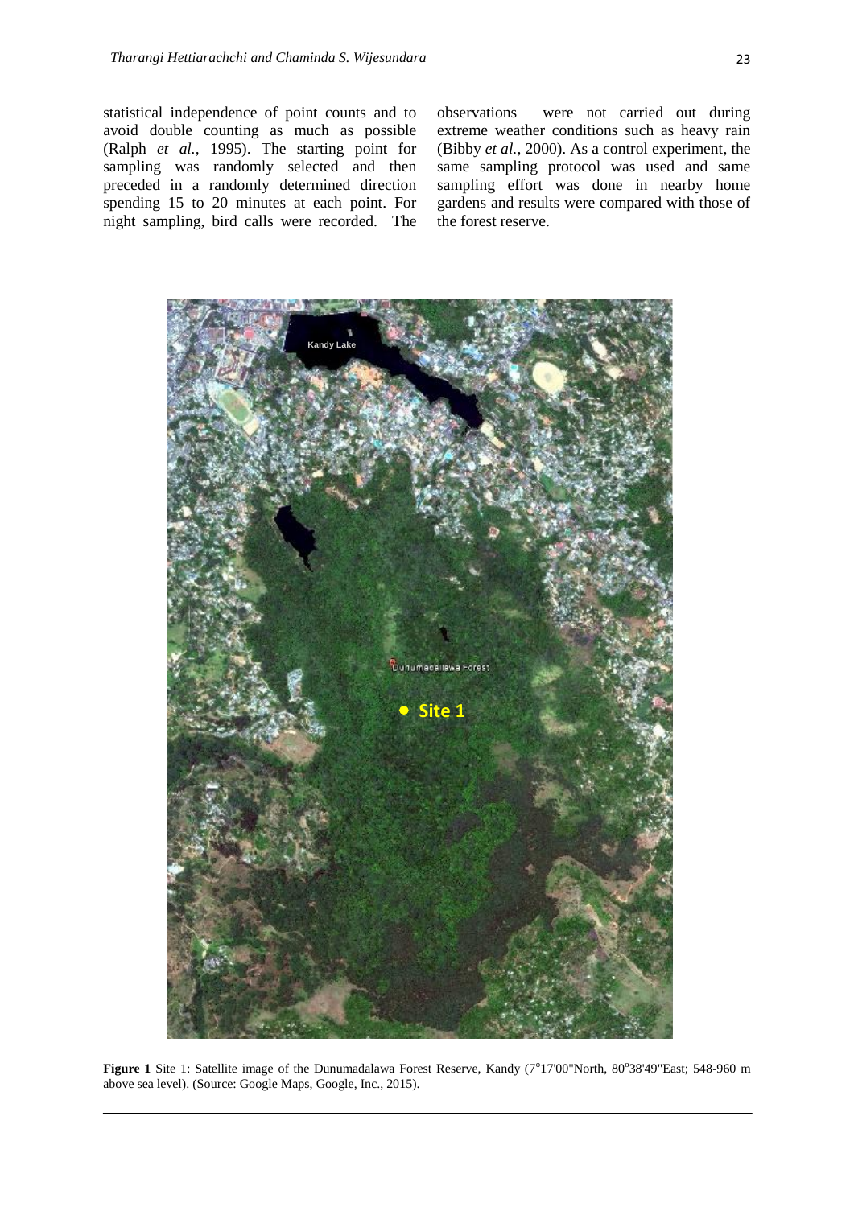statistical independence of point counts and to avoid double counting as much as possible (Ralph *et al.,* 1995). The starting point for sampling was randomly selected and then preceded in a randomly determined direction spending 15 to 20 minutes at each point. For night sampling, bird calls were recorded. The observations were not carried out during extreme weather conditions such as heavy rain (Bibby *et al.,* 2000). As a control experiment, the same sampling protocol was used and same sampling effort was done in nearby home gardens and results were compared with those of the forest reserve.

**Figure 1** Site 1: Satellite image of the Dunumadalawa Forest Reserve, Kandy (7°17'00"North, 80°38'49"East; 548-960 m above sea level). (Source: Google Maps, Google, Inc., 2015).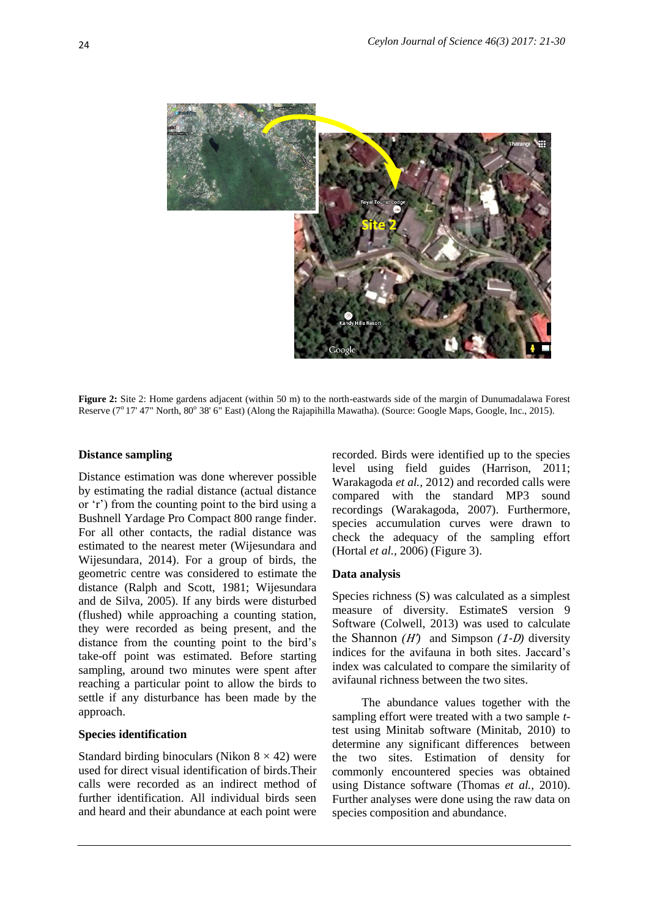**Figure 2:** Site 2: Home gardens adjacent (within 50 m) to the north-eastwards side of the margin of Dunumadalawa Forest Reserve (7° 17' 47" North, 80° 38' 6" East) (Along the Rajapihilla Mawatha). (Source: Google Maps, Google, Inc., 2015).

### Distance sampling

Distance estimation was done wherever possible by estimating the radial distance (actual distance or 'r') from the counting point to the bird using a Bushnell Yardage Pro Compact 800 range finder. For all other contacts, the radial distance was estimated to the nearest meter (Wijesundara and Wijesundara, 2014). For a group of birds, the geometric centre was considered to estimate the distance (Ralph and Scott, 1981; Wijesundara and de Silva, 2005). If any birds were disturbed (flushed) while approaching a counting station, they were recorded as being present, and the distance from the counting point to the bird's take-off point was estimated. Before starting sampling, around two minutes were spent after reaching a particular point to allow the birds to settle if any disturbance has been made by the approach.

### Species identification

Standard birding binoculars (Nikon 8 × 42) were used for direct visual identification of birds.Their calls were recorded as an indirect method of further identification. All individual birds seen and heard and their abundance at each point were recorded. Birds were identified up to the species level using field guides (Harrison, 2011; Warakagoda *et al.*, 2012) and recorded calls were compared with the standard MP3 sound recordings (Warakagoda, 2007). Furthermore, species accumulation curves were drawn to check the adequacy of the sampling effort (Hortal *et al.*, 2006) (Figure 3).

### Data analysis

Species richness (S) was calculated as a simplest measure of diversity. EstimateS version 9 Software (Colwell, 2013) was used to calculate the Shannon $(H')$ and Simpson $(1\text{-}D)$ diversity indices for the avifauna in both sites. Jaccard's index was calculated to compare the similarity of avifaunal richness between the two sites.

The abundance values together with the sampling effort were treated with a two sample *t*-test using Minitab software (Minitab, 2010) to determine any significant differences between the two sites. Estimation of density for commonly encountered species was obtained using Distance software (Thomas *et al.*, 2010). Further analyses were done using the raw data on species composition and abundance.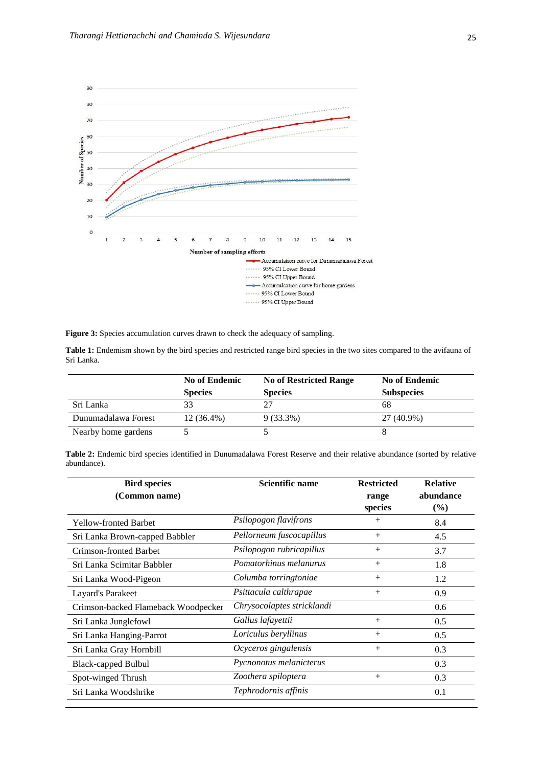**Figure 3:** Species accumulation curves drawn to check the adequacy of sampling.

**Table 1:** Endemism shown by the bird species and restricted range bird species in the two sites compared to the avifauna of Sri Lanka.

| | No of Endemic Species | No of Restricted Range Species | No of Endemic Subspecies |
|---|---|---|---|
| Sri Lanka | 33 | 27 | 68 |
| Dunumadalawa Forest | 12 (36.4%) | 9 (33.3%) | 27 (40.9%) |
| Nearby home gardens | 5 | 5 | 8 |

**Table 2:** Endemic bird species identified in Dunumadalawa Forest Reserve and their relative abundance (sorted by relative abundance).

| Bird species (Common name) | Scientific name | Restricted range species | Relative abundance (%) |
|---|---|---|---|
| Yellow-fronted Barbet | *Psilopogon flavifrons* | + | 8.4 |
| Sri Lanka Brown-capped Babbler | *Pellorneum fuscocapillus* | + | 4.5 |
| Crimson-fronted Barbet | *Psilopogon rubricapillus* | + | 3.7 |
| Sri Lanka Scimitar Babbler | *Pomatorhinus melanurus* | + | 1.8 |
| Sri Lanka Wood-Pigeon | *Columba torringtoniae* | + | 1.2 |
| Layard's Parakeet | *Psittacula calthrapae* | + | 0.9 |
| Crimson-backed Flameback Woodpecker | *Chrysocolaptes stricklandi* | | 0.6 |
| Sri Lanka Junglefowl | *Gallus lafayettii* | + | 0.5 |
| Sri Lanka Hanging-Parrot | *Loriculus beryllinus* | + | 0.5 |
| Sri Lanka Gray Hornbill | *Ocyceros gingalensis* | + | 0.3 |
| Black-capped Bulbul | *Pycnonotus melanicterus* | | 0.3 |
| Spot-winged Thrush | *Zoothera spiloptera* | + | 0.3 |
| Sri Lanka Woodshrike | *Tephrodornis affinis* | | 0.1 |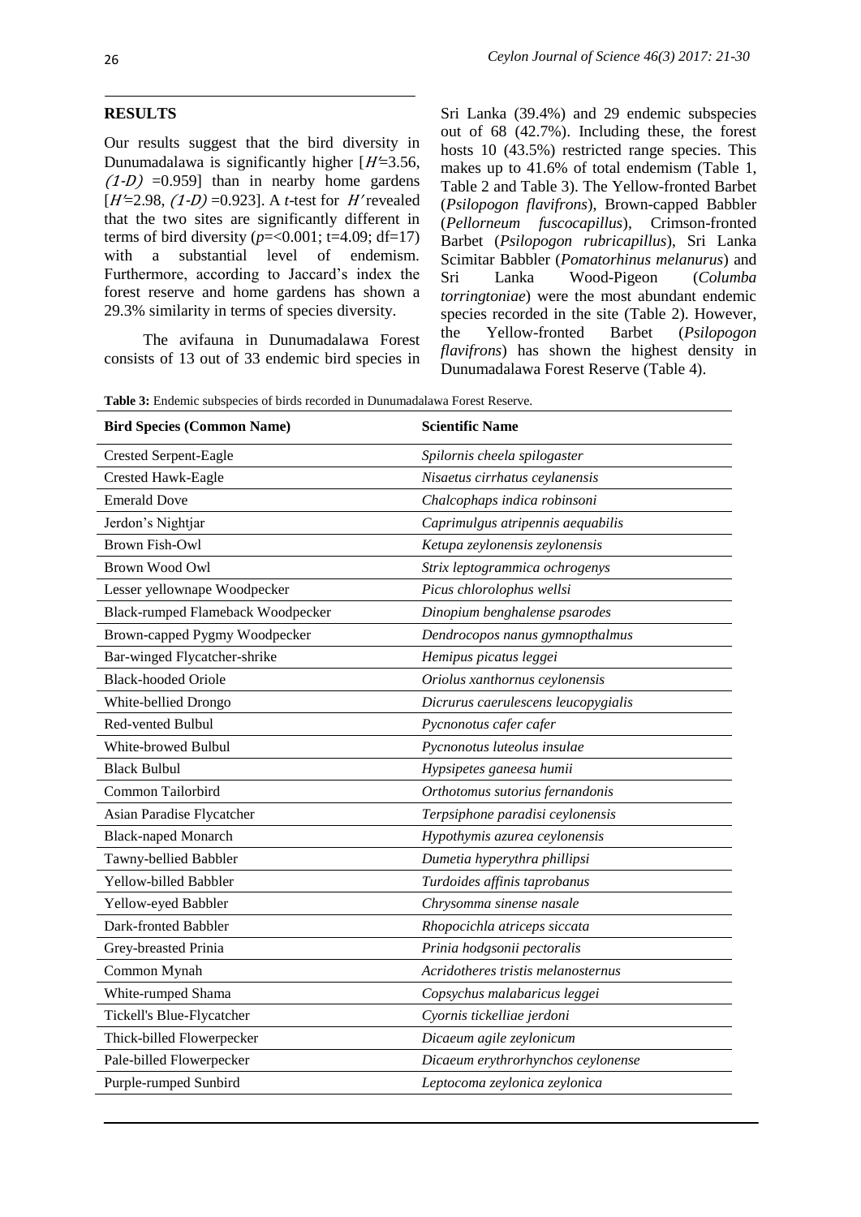## RESULTS

Our results suggest that the bird diversity in Dunumadalawa is significantly higher [$H'$=3.56, $(1\text{-}D)$ =0.959] than in nearby home gardens [$H'$=2.98, $(1\text{-}D)$ =0.923]. A *t*-test for $H'$ revealed that the two sites are significantly different in terms of bird diversity ($p$=<0.001; t=4.09; df=17) with a substantial level of endemism. Furthermore, according to Jaccard's index the forest reserve and home gardens has shown a 29.3% similarity in terms of species diversity.

The avifauna in Dunumadalawa Forest consists of 13 out of 33 endemic bird species in Sri Lanka (39.4%) and 29 endemic subspecies out of 68 (42.7%). Including these, the forest hosts 10 (43.5%) restricted range species. This makes up to 41.6% of total endemism (Table 1, Table 2 and Table 3). The Yellow-fronted Barbet (*Psilopogon flavifrons*), Brown-capped Babbler (*Pellorneum fuscocapillus*), Crimson-fronted Barbet (*Psilopogon rubricapillus*), Sri Lanka Scimitar Babbler (*Pomatorhinus melanurus*) and Sri Lanka Wood-Pigeon (*Columba torringtoniae*) were the most abundant endemic species recorded in the site (Table 2). However, the Yellow-fronted Barbet (*Psilopogon flavifrons*) has shown the highest density in Dunumadalawa Forest Reserve (Table 4).

**Table 3:** Endemic subspecies of birds recorded in Dunumadalawa Forest Reserve.

| Bird Species (Common Name) | Scientific Name |
|---|---|
| Crested Serpent-Eagle | *Spilornis cheela spilogaster* |
| Crested Hawk-Eagle | *Nisaetus cirrhatus ceylanensis* |
| Emerald Dove | *Chalcophaps indica robinsoni* |
| Jerdon's Nightjar | *Caprimulgus atripennis aequabilis* |
| Brown Fish-Owl | *Ketupa zeylonensis zeylonensis* |
| Brown Wood Owl | *Strix leptogrammica ochrogenys* |
| Lesser yellownape Woodpecker | *Picus chlorolophus wellsi* |
| Black-rumped Flameback Woodpecker | *Dinopium benghalense psarodes* |
| Brown-capped Pygmy Woodpecker | *Dendrocopos nanus gymnopthalmus* |
| Bar-winged Flycatcher-shrike | *Hemipus picatus leggei* |
| Black-hooded Oriole | *Oriolus xanthornus ceylonensis* |
| White-bellied Drongo | *Dicrurus caerulescens leucopygialis* |
| Red-vented Bulbul | *Pycnonotus cafer cafer* |
| White-browed Bulbul | *Pycnonotus luteolus insulae* |
| Black Bulbul | *Hypsipetes ganeesa humii* |
| Common Tailorbird | *Orthotomus sutorius fernandonis* |
| Asian Paradise Flycatcher | *Terpsiphone paradisi ceylonensis* |
| Black-naped Monarch | *Hypothymis azurea ceylonensis* |
| Tawny-bellied Babbler | *Dumetia hyperythra phillipsi* |
| Yellow-billed Babbler | *Turdoides affinis taprobanus* |
| Yellow-eyed Babbler | *Chrysomma sinense nasale* |
| Dark-fronted Babbler | *Rhopocichla atriceps siccata* |
| Grey-breasted Prinia | *Prinia hodgsonii pectoralis* |
| Common Mynah | *Acridotheres tristis melanosternus* |
| White-rumped Shama | *Copsychus malabaricus leggei* |
| Tickell's Blue-Flycatcher | *Cyornis tickelliae jerdoni* |
| Thick-billed Flowerpecker | *Dicaeum agile zeylonicum* |
| Pale-billed Flowerpecker | *Dicaeum erythrorhynchos ceylonense* |
| Purple-rumped Sunbird | *Leptocoma zeylonica zeylonica* |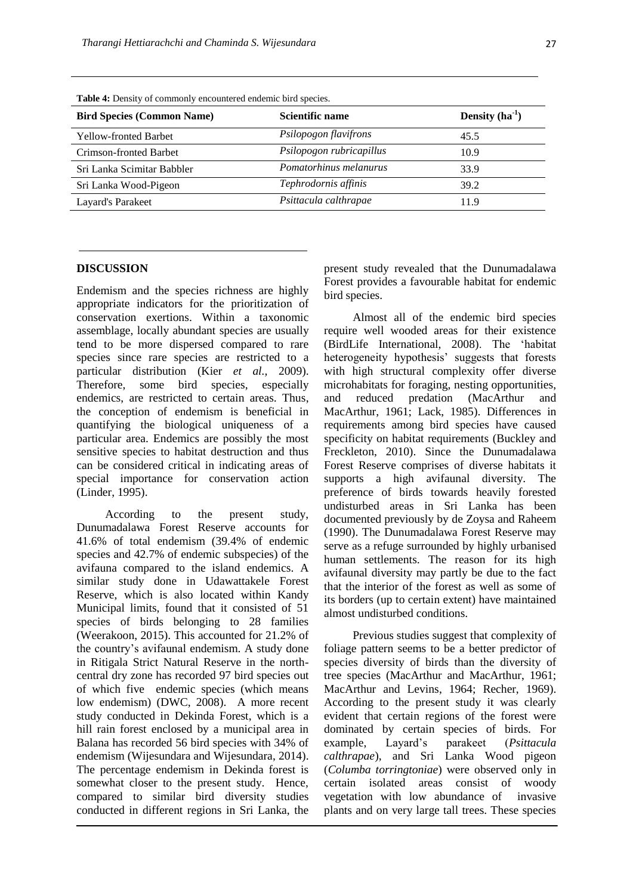**Table 4:** Density of commonly encountered endemic bird species.

| Bird Species (Common Name) | Scientific name | Density ($ha^{-1}$) |
|---|---|---|
| Yellow-fronted Barbet | *Psilopogon flavifrons* | 45.5 |
| Crimson-fronted Barbet | *Psilopogon rubricapillus* | 10.9 |
| Sri Lanka Scimitar Babbler | *Pomatorhinus melanurus* | 33.9 |
| Sri Lanka Wood-Pigeon | *Tephrodornis affinis* | 39.2 |
| Layard's Parakeet | *Psittacula calthrapae* | 11.9 |

## DISCUSSION

Endemism and the species richness are highly appropriate indicators for the prioritization of conservation exertions. Within a taxonomic assemblage, locally abundant species are usually tend to be more dispersed compared to rare species since rare species are restricted to a particular distribution (Kier *et al.,* 2009). Therefore, some bird species, especially endemics, are restricted to certain areas. Thus, the conception of endemism is beneficial in quantifying the biological uniqueness of a particular area. Endemics are possibly the most sensitive species to habitat destruction and thus can be considered critical in indicating areas of special importance for conservation action (Linder, 1995).

According to the present study, Dunumadalawa Forest Reserve accounts for 41.6% of total endemism (39.4% of endemic species and 42.7% of endemic subspecies) of the avifauna compared to the island endemics. A similar study done in Udawattakele Forest Reserve, which is also located within Kandy Municipal limits, found that it consisted of 51 species of birds belonging to 28 families (Weerakoon, 2015). This accounted for 21.2% of the country's avifaunal endemism. A study done in Ritigala Strict Natural Reserve in the north-central dry zone has recorded 97 bird species out of which five endemic species (which means low endemism) (DWC, 2008). A more recent study conducted in Dekinda Forest, which is a hill rain forest enclosed by a municipal area in Balana has recorded 56 bird species with 34% of endemism (Wijesundara and Wijesundara, 2014). The percentage endemism in Dekinda forest is somewhat closer to the present study. Hence, compared to similar bird diversity studies conducted in different regions in Sri Lanka, the present study revealed that the Dunumadalawa Forest provides a favourable habitat for endemic bird species.

Almost all of the endemic bird species require well wooded areas for their existence (BirdLife International, 2008). The 'habitat heterogeneity hypothesis' suggests that forests with high structural complexity offer diverse microhabitats for foraging, nesting opportunities, and reduced predation (MacArthur and MacArthur, 1961; Lack, 1985). Differences in requirements among bird species have caused specificity on habitat requirements (Buckley and Freckleton, 2010). Since the Dunumadalawa Forest Reserve comprises of diverse habitats it supports a high avifaunal diversity. The preference of birds towards heavily forested undisturbed areas in Sri Lanka has been documented previously by de Zoysa and Raheem (1990). The Dunumadalawa Forest Reserve may serve as a refuge surrounded by highly urbanised human settlements. The reason for its high avifaunal diversity may partly be due to the fact that the interior of the forest as well as some of its borders (up to certain extent) have maintained almost undisturbed conditions.

Previous studies suggest that complexity of foliage pattern seems to be a better predictor of species diversity of birds than the diversity of tree species (MacArthur and MacArthur, 1961; MacArthur and Levins, 1964; Recher, 1969). According to the present study it was clearly evident that certain regions of the forest were dominated by certain species of birds. For example, Layard's parakeet (*Psittacula calthrapae*), and Sri Lanka Wood pigeon (*Columba torringtoniae*) were observed only in certain isolated areas consist of woody vegetation with low abundance of invasive plants and on very large tall trees. These species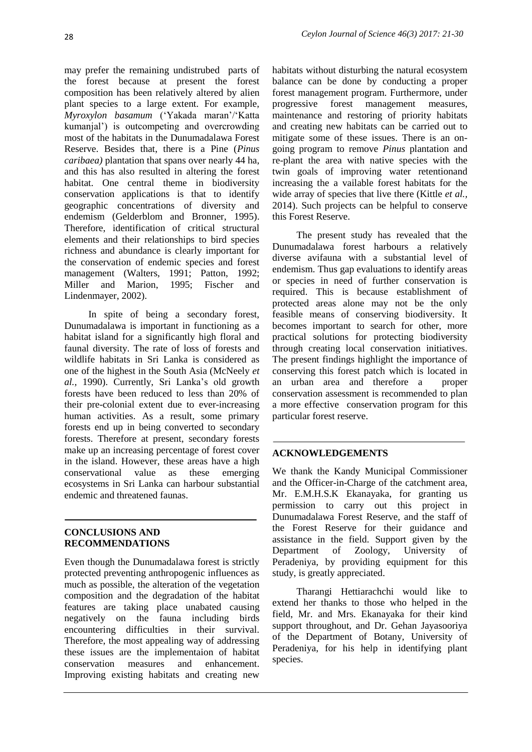may prefer the remaining undistrubed parts of the forest because at present the forest composition has been relatively altered by alien plant species to a large extent. For example, *Myroxylon basamum* ('Yakada maran'/'Katta kumanjal') is outcompeting and overcrowding most of the habitats in the Dunumadalawa Forest Reserve. Besides that, there is a Pine (*Pinus caribaea)* plantation that spans over nearly 44 ha, and this has also resulted in altering the forest habitat. One central theme in biodiversity conservation applications is that to identify geographic concentrations of diversity and endemism (Gelderblom and Bronner, 1995). Therefore, identification of critical structural elements and their relationships to bird species richness and abundance is clearly important for the conservation of endemic species and forest management (Walters, 1991; Patton, 1992; Miller and Marion, 1995; Fischer and Lindenmayer, 2002).

In spite of being a secondary forest, Dunumadalawa is important in functioning as a habitat island for a significantly high floral and faunal diversity. The rate of loss of forests and wildlife habitats in Sri Lanka is considered as one of the highest in the South Asia (McNeely *et al.,* 1990). Currently, Sri Lanka's old growth forests have been reduced to less than 20% of their pre-colonial extent due to ever-increasing human activities. As a result, some primary forests end up in being converted to secondary forests. Therefore at present, secondary forests make up an increasing percentage of forest cover in the island. However, these areas have a high conservational value as these emerging ecosystems in Sri Lanka can harbour substantial endemic and threatened faunas.

## CONCLUSIONS AND RECOMMENDATIONS

Even though the Dunumadalawa forest is strictly protected preventing anthropogenic influences as much as possible, the alteration of the vegetation composition and the degradation of the habitat features are taking place unabated causing negatively on the fauna including birds encountering difficulties in their survival. Therefore, the most appealing way of addressing these issues are the implementaion of habitat conservation measures and enhancement. Improving existing habitats and creating new habitats without disturbing the natural ecosystem balance can be done by conducting a proper forest management program. Furthermore, under progressive forest management measures, maintenance and restoring of priority habitats and creating new habitats can be carried out to mitigate some of these issues. There is an on-going program to remove *Pinus* plantation and re-plant the area with native species with the twin goals of improving water retentionand increasing the a vailable forest habitats for the wide array of species that live there (Kittle *et al.,* 2014). Such projects can be helpful to conserve this Forest Reserve.

The present study has revealed that the Dunumadalawa forest harbours a relatively diverse avifauna with a substantial level of endemism. Thus gap evaluations to identify areas or species in need of further conservation is required. This is because establishment of protected areas alone may not be the only feasible means of conserving biodiversity. It becomes important to search for other, more practical solutions for protecting biodiversity through creating local conservation initiatives. The present findings highlight the importance of conserving this forest patch which is located in an urban area and therefore a proper conservation assessment is recommended to plan a more effective conservation program for this particular forest reserve.

## ACKNOWLEDGEMENTS

We thank the Kandy Municipal Commissioner and the Officer-in-Charge of the catchment area, Mr. E.M.H.S.K Ekanayaka, for granting us permission to carry out this project in Dunumadalawa Forest Reserve, and the staff of the Forest Reserve for their guidance and assistance in the field. Support given by the Department of Zoology, University of Peradeniya, by providing equipment for this study, is greatly appreciated.

Tharangi Hettiarachchi would like to extend her thanks to those who helped in the field, Mr. and Mrs. Ekanayaka for their kind support throughout, and Dr. Gehan Jayasooriya of the Department of Botany, University of Peradeniya, for his help in identifying plant species.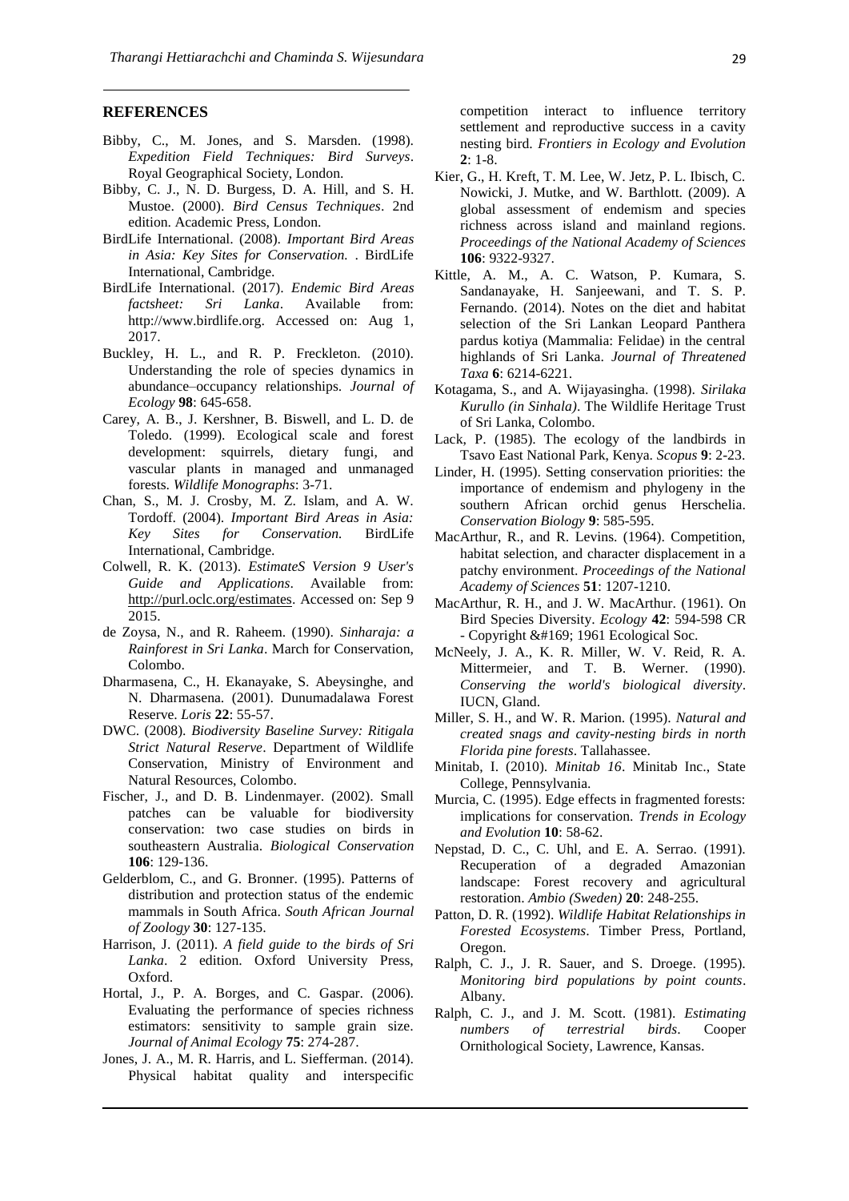## REFERENCES

Bibby, C., M. Jones, and S. Marsden. (1998). *Expedition Field Techniques: Bird Surveys*. Royal Geographical Society, London.

Bibby, C. J., N. D. Burgess, D. A. Hill, and S. H. Mustoe. (2000). *Bird Census Techniques*. 2nd edition. Academic Press, London.

BirdLife International. (2008). *Important Bird Areas in Asia: Key Sites for Conservation.* . BirdLife International, Cambridge.

BirdLife International. (2017). *Endemic Bird Areas factsheet: Sri Lanka*. Available from: http://www.birdlife.org. Accessed on: Aug 1, 2017.

Buckley, H. L., and R. P. Freckleton. (2010). Understanding the role of species dynamics in abundance–occupancy relationships. *Journal of Ecology* **98**: 645-658.

Carey, A. B., J. Kershner, B. Biswell, and L. D. de Toledo. (1999). Ecological scale and forest development: squirrels, dietary fungi, and vascular plants in managed and unmanaged forests. *Wildlife Monographs*: 3-71.

Chan, S., M. J. Crosby, M. Z. Islam, and A. W. Tordoff. (2004). *Important Bird Areas in Asia: Key Sites for Conservation.* BirdLife International, Cambridge.

Colwell, R. K. (2013). *EstimateS Version 9 User's Guide and Applications*. Available from: http://purl.oclc.org/estimates. Accessed on: Sep 9 2015.

de Zoysa, N., and R. Raheem. (1990). *Sinharaja: a Rainforest in Sri Lanka*. March for Conservation, Colombo.

Dharmasena, C., H. Ekanayake, S. Abeysinghe, and N. Dharmasena. (2001). Dunumadalawa Forest Reserve. *Loris* **22**: 55-57.

DWC. (2008). *Biodiversity Baseline Survey: Ritigala Strict Natural Reserve*. Department of Wildlife Conservation, Ministry of Environment and Natural Resources, Colombo.

Fischer, J., and D. B. Lindenmayer. (2002). Small patches can be valuable for biodiversity conservation: two case studies on birds in southeastern Australia. *Biological Conservation* **106**: 129-136.

Gelderblom, C., and G. Bronner. (1995). Patterns of distribution and protection status of the endemic mammals in South Africa. *South African Journal of Zoology* **30**: 127-135.

Harrison, J. (2011). *A field guide to the birds of Sri Lanka*. 2 edition. Oxford University Press, Oxford.

Hortal, J., P. A. Borges, and C. Gaspar. (2006). Evaluating the performance of species richness estimators: sensitivity to sample grain size. *Journal of Animal Ecology* **75**: 274-287.

Jones, J. A., M. R. Harris, and L. Siefferman. (2014). Physical habitat quality and interspecific competition interact to influence territory settlement and reproductive success in a cavity nesting bird. *Frontiers in Ecology and Evolution* **2**: 1-8.

Kier, G., H. Kreft, T. M. Lee, W. Jetz, P. L. Ibisch, C. Nowicki, J. Mutke, and W. Barthlott. (2009). A global assessment of endemism and species richness across island and mainland regions. *Proceedings of the National Academy of Sciences* **106**: 9322-9327.

Kittle, A. M., A. C. Watson, P. Kumara, S. Sandanayake, H. Sanjeewani, and T. S. P. Fernando. (2014). Notes on the diet and habitat selection of the Sri Lankan Leopard Panthera pardus kotiya (Mammalia: Felidae) in the central highlands of Sri Lanka. *Journal of Threatened Taxa* **6**: 6214-6221.

Kotagama, S., and A. Wijayasingha. (1998). *Sirilaka Kurullo (in Sinhala)*. The Wildlife Heritage Trust of Sri Lanka, Colombo.

Lack, P. (1985). The ecology of the landbirds in Tsavo East National Park, Kenya. *Scopus* **9**: 2-23.

Linder, H. (1995). Setting conservation priorities: the importance of endemism and phylogeny in the southern African orchid genus Herschelia. *Conservation Biology* **9**: 585-595.

MacArthur, R., and R. Levins. (1964). Competition, habitat selection, and character displacement in a patchy environment. *Proceedings of the National Academy of Sciences* **51**: 1207-1210.

MacArthur, R. H., and J. W. MacArthur. (1961). On Bird Species Diversity. *Ecology* **42**: 594-598 CR - Copyright &#169; 1961 Ecological Soc.

McNeely, J. A., K. R. Miller, W. V. Reid, R. A. Mittermeier, and T. B. Werner. (1990). *Conserving the world's biological diversity*. IUCN, Gland.

Miller, S. H., and W. R. Marion. (1995). *Natural and created snags and cavity-nesting birds in north Florida pine forests*. Tallahassee.

Minitab, I. (2010). *Minitab 16*. Minitab Inc., State College, Pennsylvania.

Murcia, C. (1995). Edge effects in fragmented forests: implications for conservation. *Trends in Ecology and Evolution* **10**: 58-62.

Nepstad, D. C., C. Uhl, and E. A. Serrao. (1991). Recuperation of a degraded Amazonian landscape: Forest recovery and agricultural restoration. *Ambio (Sweden)* **20**: 248-255.

Patton, D. R. (1992). *Wildlife Habitat Relationships in Forested Ecosystems*. Timber Press, Portland, Oregon.

Ralph, C. J., J. R. Sauer, and S. Droege. (1995). *Monitoring bird populations by point counts*. Albany.

Ralph, C. J., and J. M. Scott. (1981). *Estimating numbers of terrestrial birds*. Cooper Ornithological Society, Lawrence, Kansas.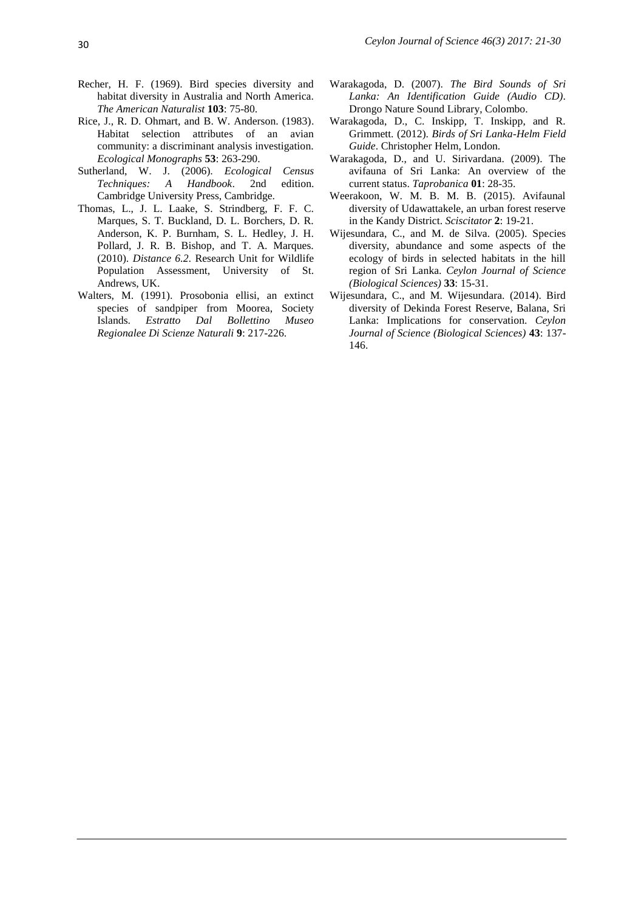Recher, H. F. (1969). Bird species diversity and habitat diversity in Australia and North America. *The American Naturalist* **103**: 75-80.

Rice, J., R. D. Ohmart, and B. W. Anderson. (1983). Habitat selection attributes of an avian community: a discriminant analysis investigation. *Ecological Monographs* **53**: 263-290.

Sutherland, W. J. (2006). *Ecological Census Techniques: A Handbook*. 2nd edition. Cambridge University Press, Cambridge.

Thomas, L., J. L. Laake, S. Strindberg, F. F. C. Marques, S. T. Buckland, D. L. Borchers, D. R. Anderson, K. P. Burnham, S. L. Hedley, J. H. Pollard, J. R. B. Bishop, and T. A. Marques. (2010). *Distance 6.2*. Research Unit for Wildlife Population Assessment, University of St. Andrews, UK.

Walters, M. (1991). Prosobonia ellisi, an extinct species of sandpiper from Moorea, Society Islands. *Estratto Dal Bollettino Museo Regionalee Di Scienze Naturali* **9**: 217-226.

Warakagoda, D. (2007). *The Bird Sounds of Sri Lanka: An Identification Guide (Audio CD)*. Drongo Nature Sound Library, Colombo.

Warakagoda, D., C. Inskipp, T. Inskipp, and R. Grimmett. (2012). *Birds of Sri Lanka-Helm Field Guide*. Christopher Helm, London.

Warakagoda, D., and U. Sirivardana. (2009). The avifauna of Sri Lanka: An overview of the current status. *Taprobanica* **01**: 28-35.

Weerakoon, W. M. B. M. B. (2015). Avifaunal diversity of Udawattakele, an urban forest reserve in the Kandy District. *Sciscitator* **2**: 19-21.

Wijesundara, C., and M. de Silva. (2005). Species diversity, abundance and some aspects of the ecology of birds in selected habitats in the hill region of Sri Lanka. *Ceylon Journal of Science (Biological Sciences)* **33**: 15-31.

Wijesundara, C., and M. Wijesundara. (2014). Bird diversity of Dekinda Forest Reserve, Balana, Sri Lanka: Implications for conservation. *Ceylon Journal of Science (Biological Sciences)* **43**: 137-146.